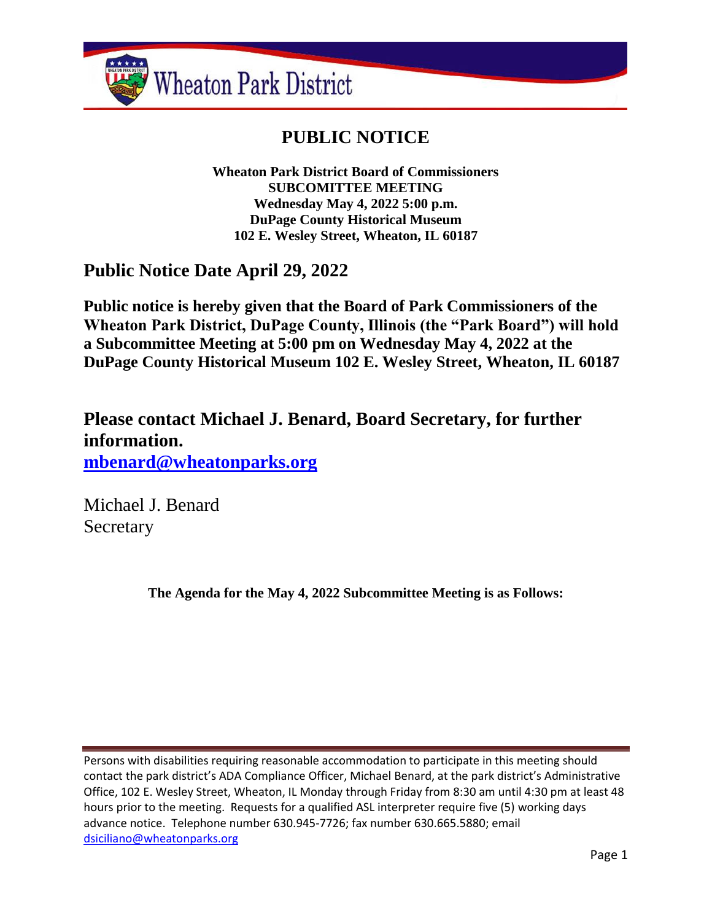# PUBLIC NOTICE

**Wheaton Park District Board of Commissioners**
**SUBCOMITTEE MEETING**
**Wednesday May 4, 2022 5:00 p.m.**
**DuPage County Historical Museum**
**102 E. Wesley Street, Wheaton, IL 60187**

## Public Notice Date April 29, 2022

**Public notice is hereby given that the Board of Park Commissioners of the Wheaton Park District, DuPage County, Illinois (the "Park Board") will hold a Subcommittee Meeting at 5:00 pm on Wednesday May 4, 2022 at the DuPage County Historical Museum 102 E. Wesley Street, Wheaton, IL 60187**

## Please contact Michael J. Benard, Board Secretary, for further information.

**mbenard@wheatonparks.org**

Michael J. Benard
Secretary

**The Agenda for the May 4, 2022 Subcommittee Meeting is as Follows:**

Persons with disabilities requiring reasonable accommodation to participate in this meeting should contact the park district's ADA Compliance Officer, Michael Benard, at the park district's Administrative Office, 102 E. Wesley Street, Wheaton, IL Monday through Friday from 8:30 am until 4:30 pm at least 48 hours prior to the meeting. Requests for a qualified ASL interpreter require five (5) working days advance notice. Telephone number 630.945-7726; fax number 630.665.5880; email dsiciliano@wheatonparks.org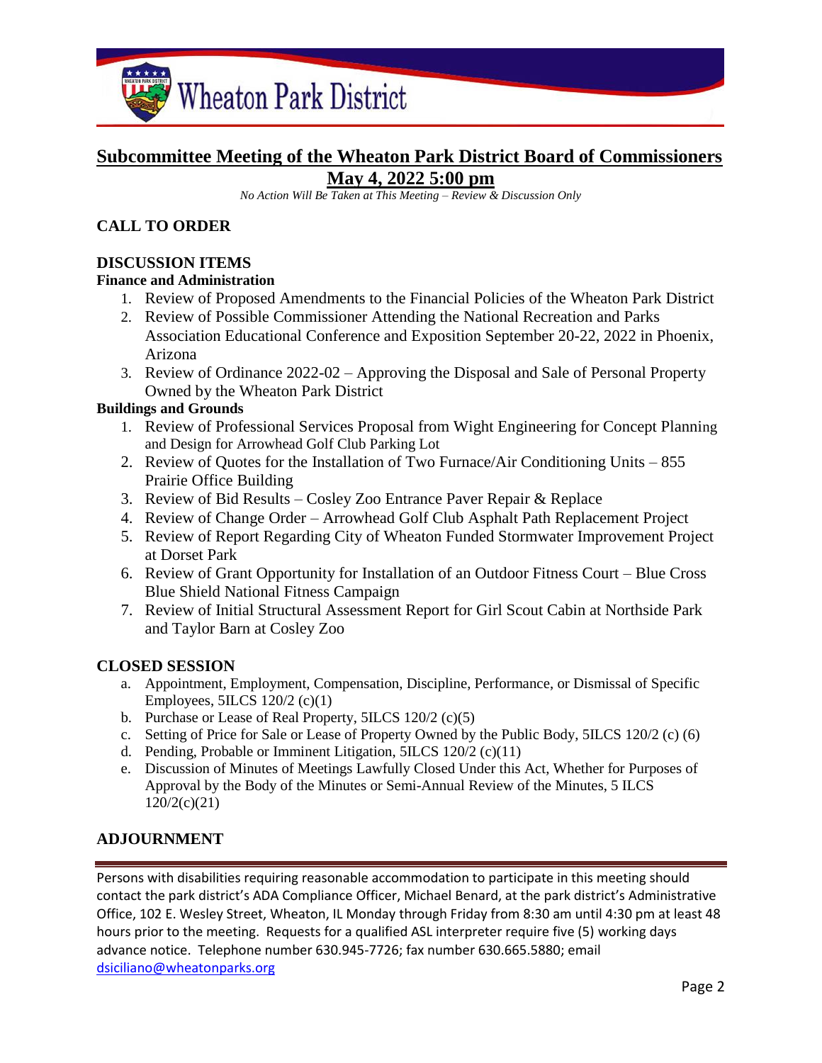Wheaton Park District

# Subcommittee Meeting of the Wheaton Park District Board of Commissioners

## May 4, 2022 5:00 pm

*No Action Will Be Taken at This Meeting – Review & Discussion Only*

### CALL TO ORDER

### DISCUSSION ITEMS

**Finance and Administration**

1. Review of Proposed Amendments to the Financial Policies of the Wheaton Park District
2. Review of Possible Commissioner Attending the National Recreation and Parks Association Educational Conference and Exposition September 20-22, 2022 in Phoenix, Arizona
3. Review of Ordinance 2022-02 – Approving the Disposal and Sale of Personal Property Owned by the Wheaton Park District

**Buildings and Grounds**

1. Review of Professional Services Proposal from Wight Engineering for Concept Planning and Design for Arrowhead Golf Club Parking Lot
2. Review of Quotes for the Installation of Two Furnace/Air Conditioning Units – 855 Prairie Office Building
3. Review of Bid Results – Cosley Zoo Entrance Paver Repair & Replace
4. Review of Change Order – Arrowhead Golf Club Asphalt Path Replacement Project
5. Review of Report Regarding City of Wheaton Funded Stormwater Improvement Project at Dorset Park
6. Review of Grant Opportunity for Installation of an Outdoor Fitness Court – Blue Cross Blue Shield National Fitness Campaign
7. Review of Initial Structural Assessment Report for Girl Scout Cabin at Northside Park and Taylor Barn at Cosley Zoo

### CLOSED SESSION

a. Appointment, Employment, Compensation, Discipline, Performance, or Dismissal of Specific Employees, 5ILCS 120/2 (c)(1)
b. Purchase or Lease of Real Property, 5ILCS 120/2 (c)(5)
c. Setting of Price for Sale or Lease of Property Owned by the Public Body, 5ILCS 120/2 (c) (6)
d. Pending, Probable or Imminent Litigation, 5ILCS 120/2 (c)(11)
e. Discussion of Minutes of Meetings Lawfully Closed Under this Act, Whether for Purposes of Approval by the Body of the Minutes or Semi-Annual Review of the Minutes, 5 ILCS 120/2(c)(21)

### ADJOURNMENT

Persons with disabilities requiring reasonable accommodation to participate in this meeting should contact the park district's ADA Compliance Officer, Michael Benard, at the park district's Administrative Office, 102 E. Wesley Street, Wheaton, IL Monday through Friday from 8:30 am until 4:30 pm at least 48 hours prior to the meeting. Requests for a qualified ASL interpreter require five (5) working days advance notice. Telephone number 630.945-7726; fax number 630.665.5880; email dsiciliano@wheatonparks.org